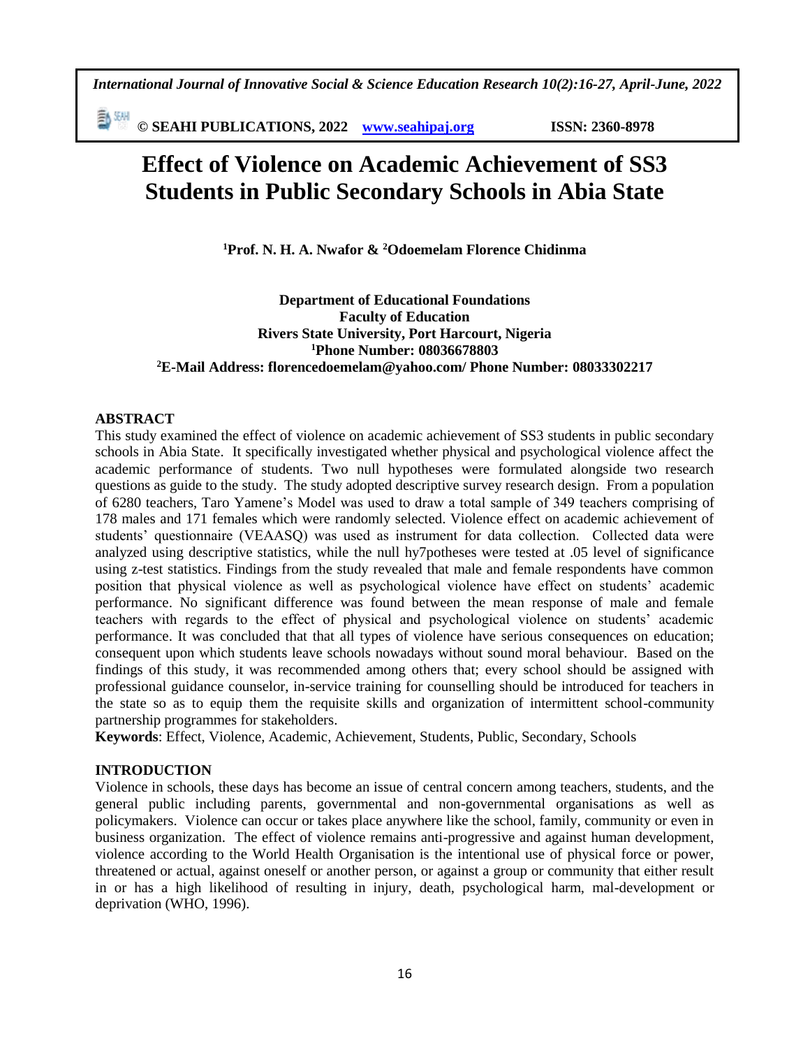# Effect of Violence on Academic Achievement of SS3 Students in Public Secondary Schools in Abia State

**[1]Prof. N. H. A. Nwafor & [2]Odoemelam Florence Chidinma**

**Department of Educational Foundations**
**Faculty of Education**
**Rivers State University, Port Harcourt, Nigeria**
**[1]Phone Number: 08036678803**
**[2]E-Mail Address: florencedoemelam@yahoo.com/ Phone Number: 08033302217**

## ABSTRACT

This study examined the effect of violence on academic achievement of SS3 students in public secondary schools in Abia State. It specifically investigated whether physical and psychological violence affect the academic performance of students. Two null hypotheses were formulated alongside two research questions as guide to the study. The study adopted descriptive survey research design. From a population of 6280 teachers, Taro Yamene's Model was used to draw a total sample of 349 teachers comprising of 178 males and 171 females which were randomly selected. Violence effect on academic achievement of students' questionnaire (VEAASQ) was used as instrument for data collection. Collected data were analyzed using descriptive statistics, while the null hy7potheses were tested at .05 level of significance using z-test statistics. Findings from the study revealed that male and female respondents have common position that physical violence as well as psychological violence have effect on students' academic performance. No significant difference was found between the mean response of male and female teachers with regards to the effect of physical and psychological violence on students' academic performance. It was concluded that that all types of violence have serious consequences on education; consequent upon which students leave schools nowadays without sound moral behaviour. Based on the findings of this study, it was recommended among others that; every school should be assigned with professional guidance counselor, in-service training for counselling should be introduced for teachers in the state so as to equip them the requisite skills and organization of intermittent school-community partnership programmes for stakeholders.

**Keywords**: Effect, Violence, Academic, Achievement, Students, Public, Secondary, Schools

## INTRODUCTION

Violence in schools, these days has become an issue of central concern among teachers, students, and the general public including parents, governmental and non-governmental organisations as well as policymakers. Violence can occur or takes place anywhere like the school, family, community or even in business organization. The effect of violence remains anti-progressive and against human development, violence according to the World Health Organisation is the intentional use of physical force or power, threatened or actual, against oneself or another person, or against a group or community that either result in or has a high likelihood of resulting in injury, death, psychological harm, mal-development or deprivation (WHO, 1996).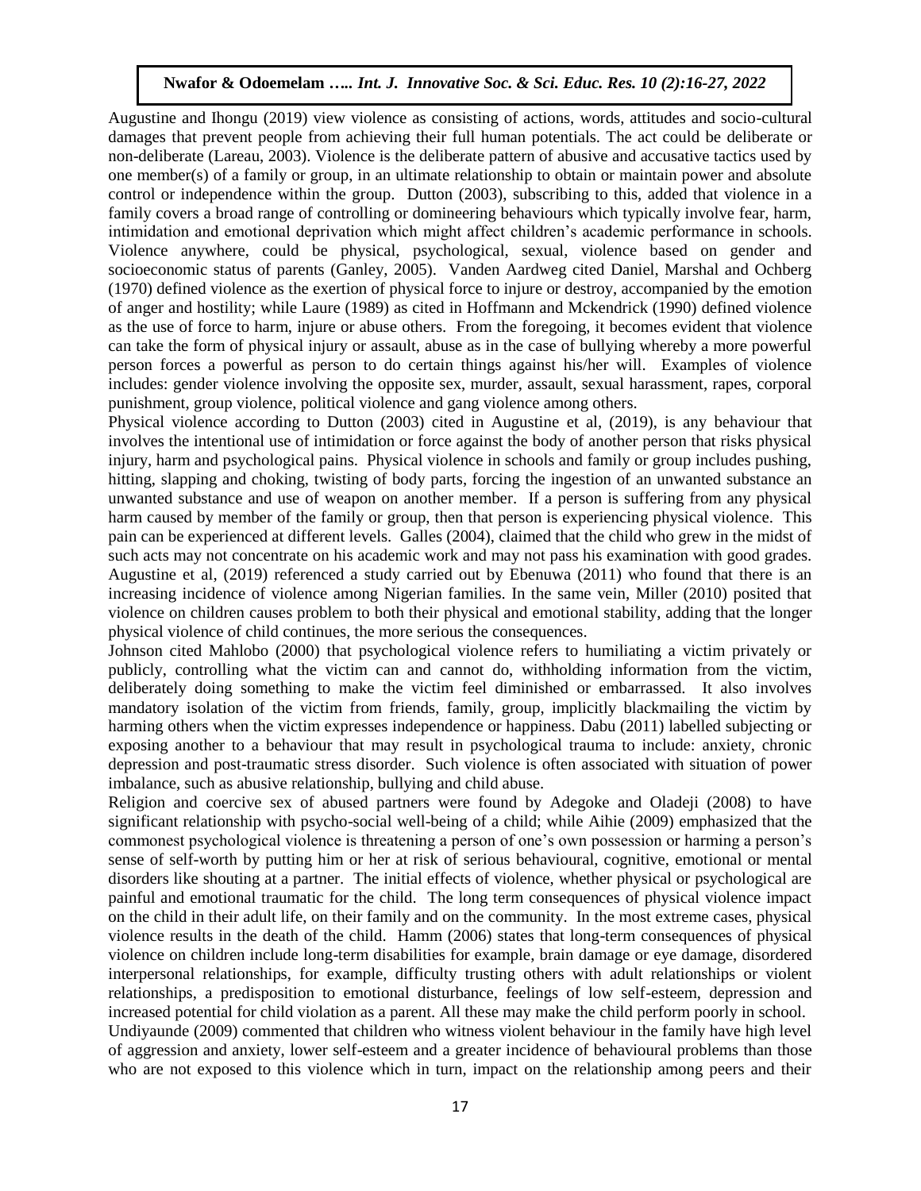Augustine and Ihongu (2019) view violence as consisting of actions, words, attitudes and socio-cultural damages that prevent people from achieving their full human potentials. The act could be deliberate or non-deliberate (Lareau, 2003). Violence is the deliberate pattern of abusive and accusative tactics used by one member(s) of a family or group, in an ultimate relationship to obtain or maintain power and absolute control or independence within the group. Dutton (2003), subscribing to this, added that violence in a family covers a broad range of controlling or domineering behaviours which typically involve fear, harm, intimidation and emotional deprivation which might affect children's academic performance in schools. Violence anywhere, could be physical, psychological, sexual, violence based on gender and socioeconomic status of parents (Ganley, 2005). Vanden Aardweg cited Daniel, Marshal and Ochberg (1970) defined violence as the exertion of physical force to injure or destroy, accompanied by the emotion of anger and hostility; while Laure (1989) as cited in Hoffmann and Mckendrick (1990) defined violence as the use of force to harm, injure or abuse others. From the foregoing, it becomes evident that violence can take the form of physical injury or assault, abuse as in the case of bullying whereby a more powerful person forces a powerful as person to do certain things against his/her will. Examples of violence includes: gender violence involving the opposite sex, murder, assault, sexual harassment, rapes, corporal punishment, group violence, political violence and gang violence among others.

Physical violence according to Dutton (2003) cited in Augustine et al, (2019), is any behaviour that involves the intentional use of intimidation or force against the body of another person that risks physical injury, harm and psychological pains. Physical violence in schools and family or group includes pushing, hitting, slapping and choking, twisting of body parts, forcing the ingestion of an unwanted substance an unwanted substance and use of weapon on another member. If a person is suffering from any physical harm caused by member of the family or group, then that person is experiencing physical violence. This pain can be experienced at different levels. Galles (2004), claimed that the child who grew in the midst of such acts may not concentrate on his academic work and may not pass his examination with good grades. Augustine et al, (2019) referenced a study carried out by Ebenuwa (2011) who found that there is an increasing incidence of violence among Nigerian families. In the same vein, Miller (2010) posited that violence on children causes problem to both their physical and emotional stability, adding that the longer physical violence of child continues, the more serious the consequences.

Johnson cited Mahlobo (2000) that psychological violence refers to humiliating a victim privately or publicly, controlling what the victim can and cannot do, withholding information from the victim, deliberately doing something to make the victim feel diminished or embarrassed. It also involves mandatory isolation of the victim from friends, family, group, implicitly blackmailing the victim by harming others when the victim expresses independence or happiness. Dabu (2011) labelled subjecting or exposing another to a behaviour that may result in psychological trauma to include: anxiety, chronic depression and post-traumatic stress disorder. Such violence is often associated with situation of power imbalance, such as abusive relationship, bullying and child abuse.

Religion and coercive sex of abused partners were found by Adegoke and Oladeji (2008) to have significant relationship with psycho-social well-being of a child; while Aihie (2009) emphasized that the commonest psychological violence is threatening a person of one's own possession or harming a person's sense of self-worth by putting him or her at risk of serious behavioural, cognitive, emotional or mental disorders like shouting at a partner. The initial effects of violence, whether physical or psychological are painful and emotional traumatic for the child. The long term consequences of physical violence impact on the child in their adult life, on their family and on the community. In the most extreme cases, physical violence results in the death of the child. Hamm (2006) states that long-term consequences of physical violence on children include long-term disabilities for example, brain damage or eye damage, disordered interpersonal relationships, for example, difficulty trusting others with adult relationships or violent relationships, a predisposition to emotional disturbance, feelings of low self-esteem, depression and increased potential for child violation as a parent. All these may make the child perform poorly in school.

Undiyaunde (2009) commented that children who witness violent behaviour in the family have high level of aggression and anxiety, lower self-esteem and a greater incidence of behavioural problems than those who are not exposed to this violence which in turn, impact on the relationship among peers and their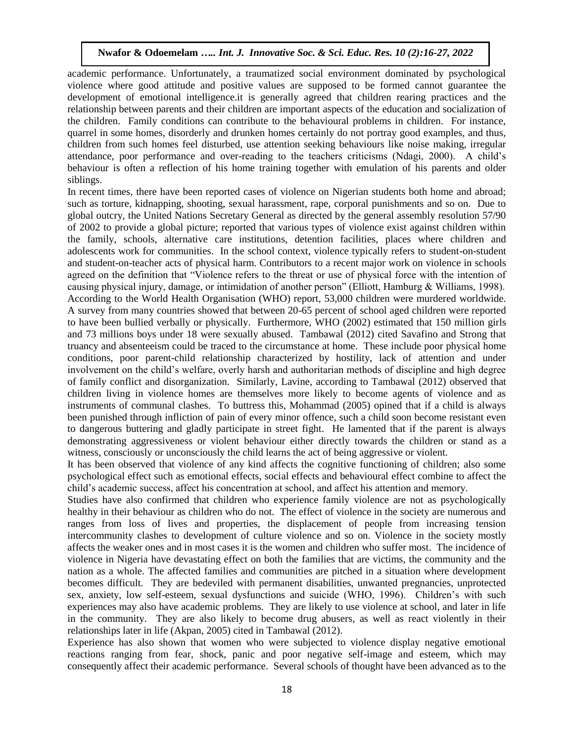academic performance. Unfortunately, a traumatized social environment dominated by psychological violence where good attitude and positive values are supposed to be formed cannot guarantee the development of emotional intelligence.it is generally agreed that children rearing practices and the relationship between parents and their children are important aspects of the education and socialization of the children. Family conditions can contribute to the behavioural problems in children. For instance, quarrel in some homes, disorderly and drunken homes certainly do not portray good examples, and thus, children from such homes feel disturbed, use attention seeking behaviours like noise making, irregular attendance, poor performance and over-reading to the teachers criticisms (Ndagi, 2000). A child's behaviour is often a reflection of his home training together with emulation of his parents and older siblings.

In recent times, there have been reported cases of violence on Nigerian students both home and abroad; such as torture, kidnapping, shooting, sexual harassment, rape, corporal punishments and so on. Due to global outcry, the United Nations Secretary General as directed by the general assembly resolution 57/90 of 2002 to provide a global picture; reported that various types of violence exist against children within the family, schools, alternative care institutions, detention facilities, places where children and adolescents work for communities. In the school context, violence typically refers to student-on-student and student-on-teacher acts of physical harm. Contributors to a recent major work on violence in schools agreed on the definition that "Violence refers to the threat or use of physical force with the intention of causing physical injury, damage, or intimidation of another person" (Elliott, Hamburg & Williams, 1998). According to the World Health Organisation (WHO) report, 53,000 children were murdered worldwide. A survey from many countries showed that between 20-65 percent of school aged children were reported to have been bullied verbally or physically. Furthermore, WHO (2002) estimated that 150 million girls and 73 millions boys under 18 were sexually abused. Tambawal (2012) cited Savafino and Strong that truancy and absenteeism could be traced to the circumstance at home. These include poor physical home conditions, poor parent-child relationship characterized by hostility, lack of attention and under involvement on the child's welfare, overly harsh and authoritarian methods of discipline and high degree of family conflict and disorganization. Similarly, Lavine, according to Tambawal (2012) observed that children living in violence homes are themselves more likely to become agents of violence and as instruments of communal clashes. To buttress this, Mohammad (2005) opined that if a child is always been punished through infliction of pain of every minor offence, such a child soon become resistant even to dangerous buttering and gladly participate in street fight. He lamented that if the parent is always demonstrating aggressiveness or violent behaviour either directly towards the children or stand as a witness, consciously or unconsciously the child learns the act of being aggressive or violent.

It has been observed that violence of any kind affects the cognitive functioning of children; also some psychological effect such as emotional effects, social effects and behavioural effect combine to affect the child's academic success, affect his concentration at school, and affect his attention and memory.

Studies have also confirmed that children who experience family violence are not as psychologically healthy in their behaviour as children who do not. The effect of violence in the society are numerous and ranges from loss of lives and properties, the displacement of people from increasing tension intercommunity clashes to development of culture violence and so on. Violence in the society mostly affects the weaker ones and in most cases it is the women and children who suffer most. The incidence of violence in Nigeria have devastating effect on both the families that are victims, the community and the nation as a whole. The affected families and communities are pitched in a situation where development becomes difficult. They are bedeviled with permanent disabilities, unwanted pregnancies, unprotected sex, anxiety, low self-esteem, sexual dysfunctions and suicide (WHO, 1996). Children's with such experiences may also have academic problems. They are likely to use violence at school, and later in life in the community. They are also likely to become drug abusers, as well as react violently in their relationships later in life (Akpan, 2005) cited in Tambawal (2012).

Experience has also shown that women who were subjected to violence display negative emotional reactions ranging from fear, shock, panic and poor negative self-image and esteem, which may consequently affect their academic performance. Several schools of thought have been advanced as to the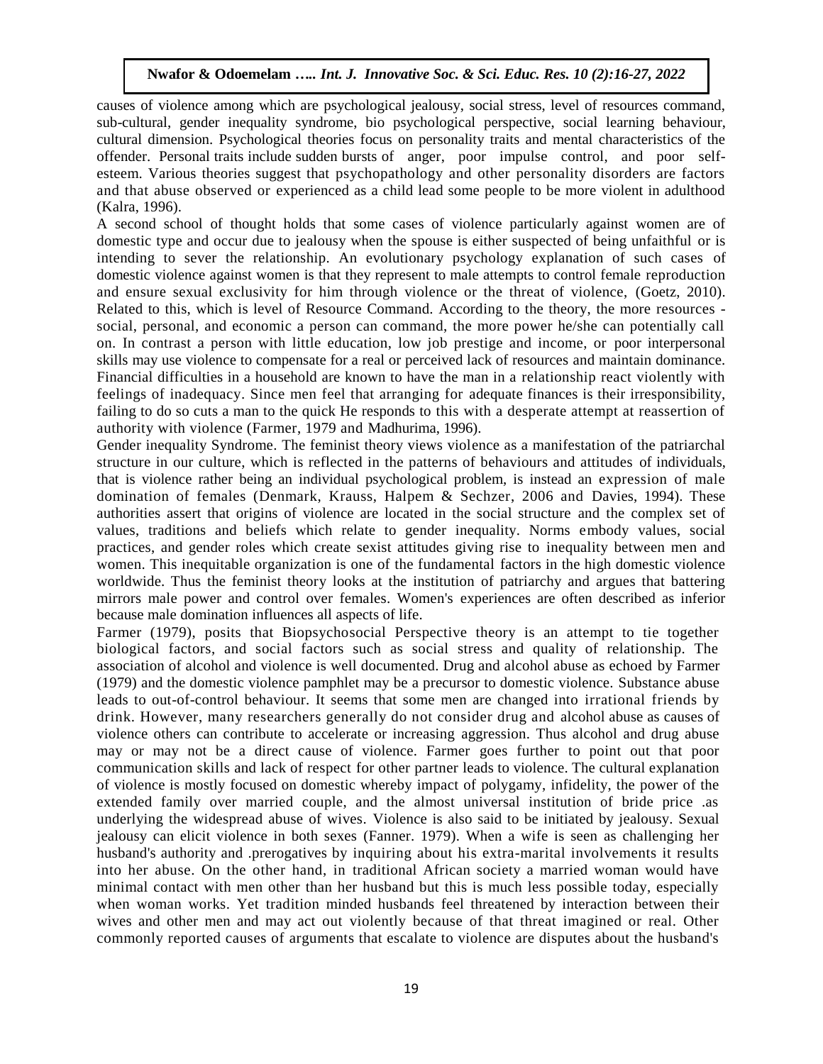causes of violence among which are psychological jealousy, social stress, level of resources command, sub-cultural, gender inequality syndrome, bio psychological perspective, social learning behaviour, cultural dimension. Psychological theories focus on personality traits and mental characteristics of the offender. Personal traits include sudden bursts of anger, poor impulse control, and poor self-esteem. Various theories suggest that psychopathology and other personality disorders are factors and that abuse observed or experienced as a child lead some people to be more violent in adulthood (Kalra, 1996).

A second school of thought holds that some cases of violence particularly against women are of domestic type and occur due to jealousy when the spouse is either suspected of being unfaithful or is intending to sever the relationship. An evolutionary psychology explanation of such cases of domestic violence against women is that they represent to male attempts to control female reproduction and ensure sexual exclusivity for him through violence or the threat of violence, (Goetz, 2010). Related to this, which is level of Resource Command. According to the theory, the more resources - social, personal, and economic a person can command, the more power he/she can potentially call on. In contrast a person with little education, low job prestige and income, or poor interpersonal skills may use violence to compensate for a real or perceived lack of resources and maintain dominance. Financial difficulties in a household are known to have the man in a relationship react violently with feelings of inadequacy. Since men feel that arranging for adequate finances is their irresponsibility, failing to do so cuts a man to the quick He responds to this with a desperate attempt at reassertion of authority with violence (Farmer, 1979 and Madhurima, 1996).

Gender inequality Syndrome. The feminist theory views violence as a manifestation of the patriarchal structure in our culture, which is reflected in the patterns of behaviours and attitudes of individuals, that is violence rather being an individual psychological problem, is instead an expression of male domination of females (Denmark, Krauss, Halpem & Sechzer, 2006 and Davies, 1994). These authorities assert that origins of violence are located in the social structure and the complex set of values, traditions and beliefs which relate to gender inequality. Norms embody values, social practices, and gender roles which create sexist attitudes giving rise to inequality between men and women. This inequitable organization is one of the fundamental factors in the high domestic violence worldwide. Thus the feminist theory looks at the institution of patriarchy and argues that battering mirrors male power and control over females. Women's experiences are often described as inferior because male domination influences all aspects of life.

Farmer (1979), posits that Biopsychosocial Perspective theory is an attempt to tie together biological factors, and social factors such as social stress and quality of relationship. The association of alcohol and violence is well documented. Drug and alcohol abuse as echoed by Farmer (1979) and the domestic violence pamphlet may be a precursor to domestic violence. Substance abuse leads to out-of-control behaviour. It seems that some men are changed into irrational friends by drink. However, many researchers generally do not consider drug and alcohol abuse as causes of violence others can contribute to accelerate or increasing aggression. Thus alcohol and drug abuse may or may not be a direct cause of violence. Farmer goes further to point out that poor communication skills and lack of respect for other partner leads to violence. The cultural explanation of violence is mostly focused on domestic whereby impact of polygamy, infidelity, the power of the extended family over married couple, and the almost universal institution of bride price .as underlying the widespread abuse of wives. Violence is also said to be initiated by jealousy. Sexual jealousy can elicit violence in both sexes (Fanner. 1979). When a wife is seen as challenging her husband's authority and .prerogatives by inquiring about his extra-marital involvements it results into her abuse. On the other hand, in traditional African society a married woman would have minimal contact with men other than her husband but this is much less possible today, especially when woman works. Yet tradition minded husbands feel threatened by interaction between their wives and other men and may act out violently because of that threat imagined or real. Other commonly reported causes of arguments that escalate to violence are disputes about the husband's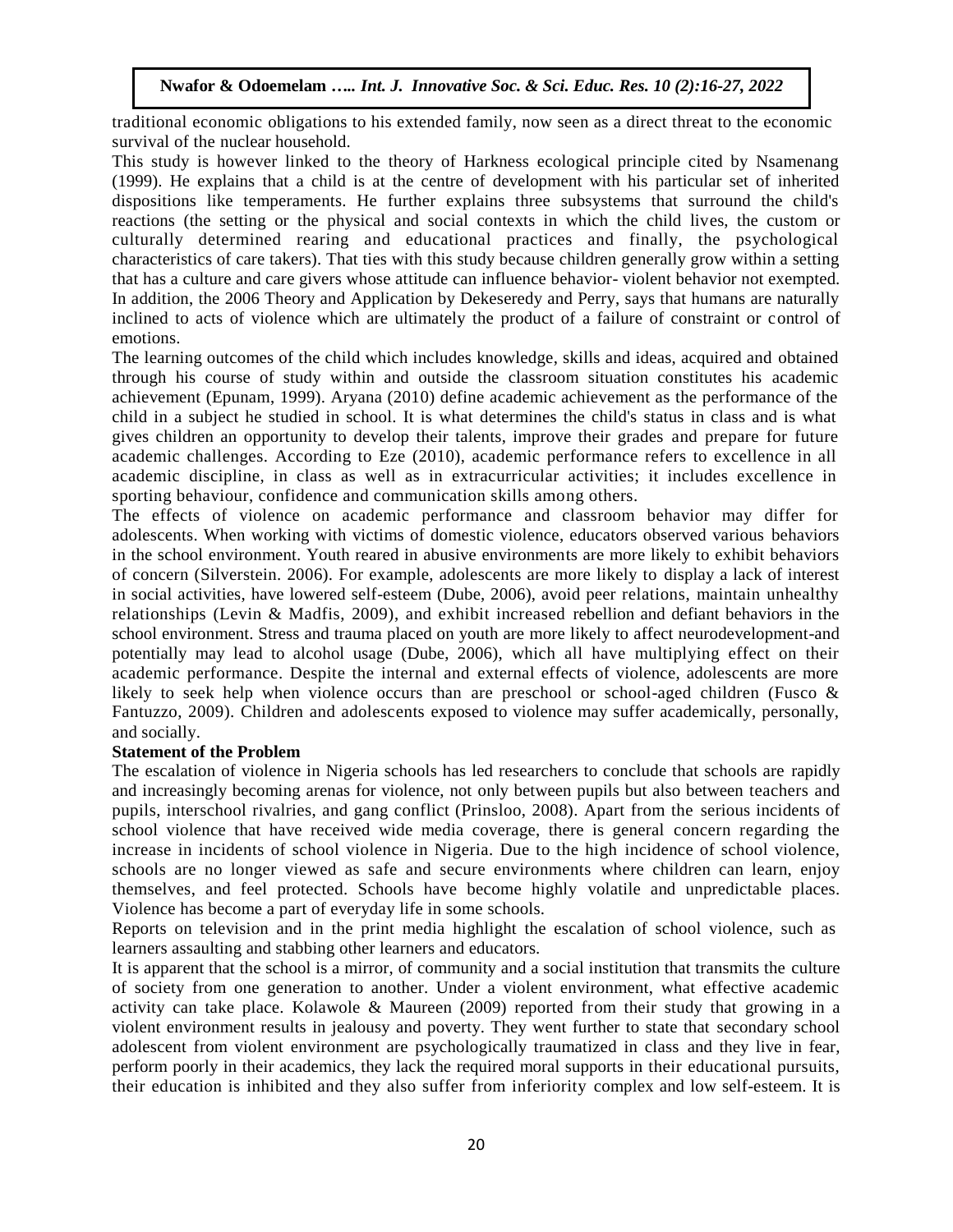traditional economic obligations to his extended family, now seen as a direct threat to the economic survival of the nuclear household.

This study is however linked to the theory of Harkness ecological principle cited by Nsamenang (1999). He explains that a child is at the centre of development with his particular set of inherited dispositions like temperaments. He further explains three subsystems that surround the child's reactions (the setting or the physical and social contexts in which the child lives, the custom or culturally determined rearing and educational practices and finally, the psychological characteristics of care takers). That ties with this study because children generally grow within a setting that has a culture and care givers whose attitude can influence behavior- violent behavior not exempted. In addition, the 2006 Theory and Application by Dekeseredy and Perry, says that humans are naturally inclined to acts of violence which are ultimately the product of a failure of constraint or control of emotions.

The learning outcomes of the child which includes knowledge, skills and ideas, acquired and obtained through his course of study within and outside the classroom situation constitutes his academic achievement (Epunam, 1999). Aryana (2010) define academic achievement as the performance of the child in a subject he studied in school. It is what determines the child's status in class and is what gives children an opportunity to develop their talents, improve their grades and prepare for future academic challenges. According to Eze (2010), academic performance refers to excellence in all academic discipline, in class as well as in extracurricular activities; it includes excellence in sporting behaviour, confidence and communication skills among others.

The effects of violence on academic performance and classroom behavior may differ for adolescents. When working with victims of domestic violence, educators observed various behaviors in the school environment. Youth reared in abusive environments are more likely to exhibit behaviors of concern (Silverstein. 2006). For example, adolescents are more likely to display a lack of interest in social activities, have lowered self-esteem (Dube, 2006), avoid peer relations, maintain unhealthy relationships (Levin & Madfis, 2009), and exhibit increased rebellion and defiant behaviors in the school environment. Stress and trauma placed on youth are more likely to affect neurodevelopment-and potentially may lead to alcohol usage (Dube, 2006), which all have multiplying effect on their academic performance. Despite the internal and external effects of violence, adolescents are more likely to seek help when violence occurs than are preschool or school-aged children (Fusco & Fantuzzo, 2009). Children and adolescents exposed to violence may suffer academically, personally, and socially.

**Statement of the Problem**

The escalation of violence in Nigeria schools has led researchers to conclude that schools are rapidly and increasingly becoming arenas for violence, not only between pupils but also between teachers and pupils, interschool rivalries, and gang conflict (Prinsloo, 2008). Apart from the serious incidents of school violence that have received wide media coverage, there is general concern regarding the increase in incidents of school violence in Nigeria. Due to the high incidence of school violence, schools are no longer viewed as safe and secure environments where children can learn, enjoy themselves, and feel protected. Schools have become highly volatile and unpredictable places. Violence has become a part of everyday life in some schools.

Reports on television and in the print media highlight the escalation of school violence, such as learners assaulting and stabbing other learners and educators.

It is apparent that the school is a mirror, of community and a social institution that transmits the culture of society from one generation to another. Under a violent environment, what effective academic activity can take place. Kolawole & Maureen (2009) reported from their study that growing in a violent environment results in jealousy and poverty. They went further to state that secondary school adolescent from violent environment are psychologically traumatized in class and they live in fear, perform poorly in their academics, they lack the required moral supports in their educational pursuits, their education is inhibited and they also suffer from inferiority complex and low self-esteem. It is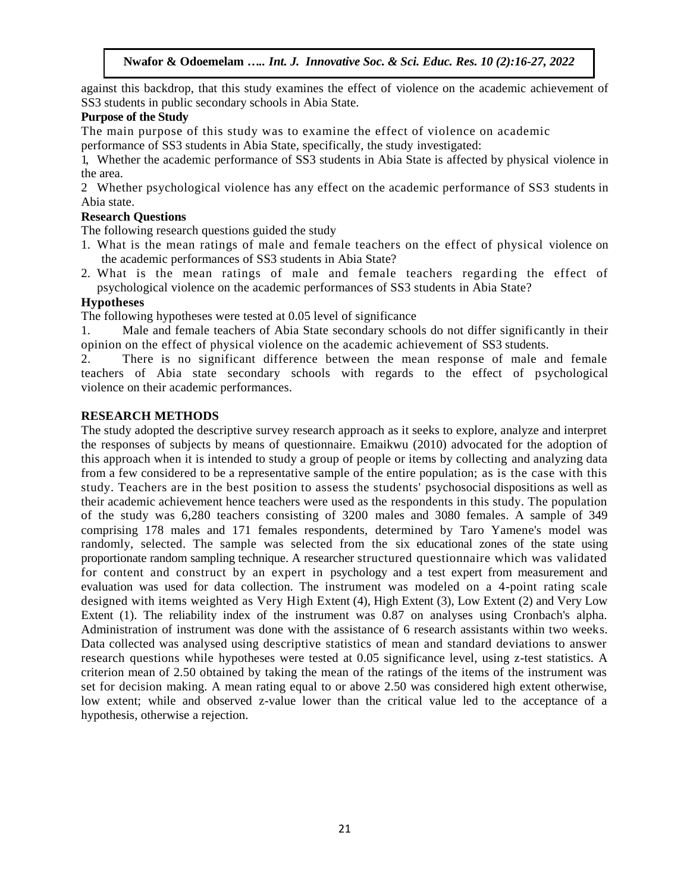against this backdrop, that this study examines the effect of violence on the academic achievement of SS3 students in public secondary schools in Abia State.

**Purpose of the Study**

The main purpose of this study was to examine the effect of violence on academic performance of SS3 students in Abia State, specifically, the study investigated:

1, Whether the academic performance of SS3 students in Abia State is affected by physical violence in the area.

2 Whether psychological violence has any effect on the academic performance of SS3 students in Abia state.

**Research Questions**

The following research questions guided the study

1. What is the mean ratings of male and female teachers on the effect of physical violence on the academic performances of SS3 students in Abia State?
2. What is the mean ratings of male and female teachers regarding the effect of psychological violence on the academic performances of SS3 students in Abia State?

**Hypotheses**

The following hypotheses were tested at 0.05 level of significance

1. Male and female teachers of Abia State secondary schools do not differ significantly in their opinion on the effect of physical violence on the academic achievement of SS3 students.
2. There is no significant difference between the mean response of male and female teachers of Abia state secondary schools with regards to the effect of psychological violence on their academic performances.

**RESEARCH METHODS**

The study adopted the descriptive survey research approach as it seeks to explore, analyze and interpret the responses of subjects by means of questionnaire. Emaikwu (2010) advocated for the adoption of this approach when it is intended to study a group of people or items by collecting and analyzing data from a few considered to be a representative sample of the entire population; as is the case with this study. Teachers are in the best position to assess the students' psychosocial dispositions as well as their academic achievement hence teachers were used as the respondents in this study. The population of the study was 6,280 teachers consisting of 3200 males and 3080 females. A sample of 349 comprising 178 males and 171 females respondents, determined by Taro Yamene's model was randomly, selected. The sample was selected from the six educational zones of the state using proportionate random sampling technique. A researcher structured questionnaire which was validated for content and construct by an expert in psychology and a test expert from measurement and evaluation was used for data collection. The instrument was modeled on a 4-point rating scale designed with items weighted as Very High Extent (4), High Extent (3), Low Extent (2) and Very Low Extent (1). The reliability index of the instrument was 0.87 on analyses using Cronbach's alpha. Administration of instrument was done with the assistance of 6 research assistants within two weeks. Data collected was analysed using descriptive statistics of mean and standard deviations to answer research questions while hypotheses were tested at 0.05 significance level, using z-test statistics. A criterion mean of 2.50 obtained by taking the mean of the ratings of the items of the instrument was set for decision making. A mean rating equal to or above 2.50 was considered high extent otherwise, low extent; while and observed z-value lower than the critical value led to the acceptance of a hypothesis, otherwise a rejection.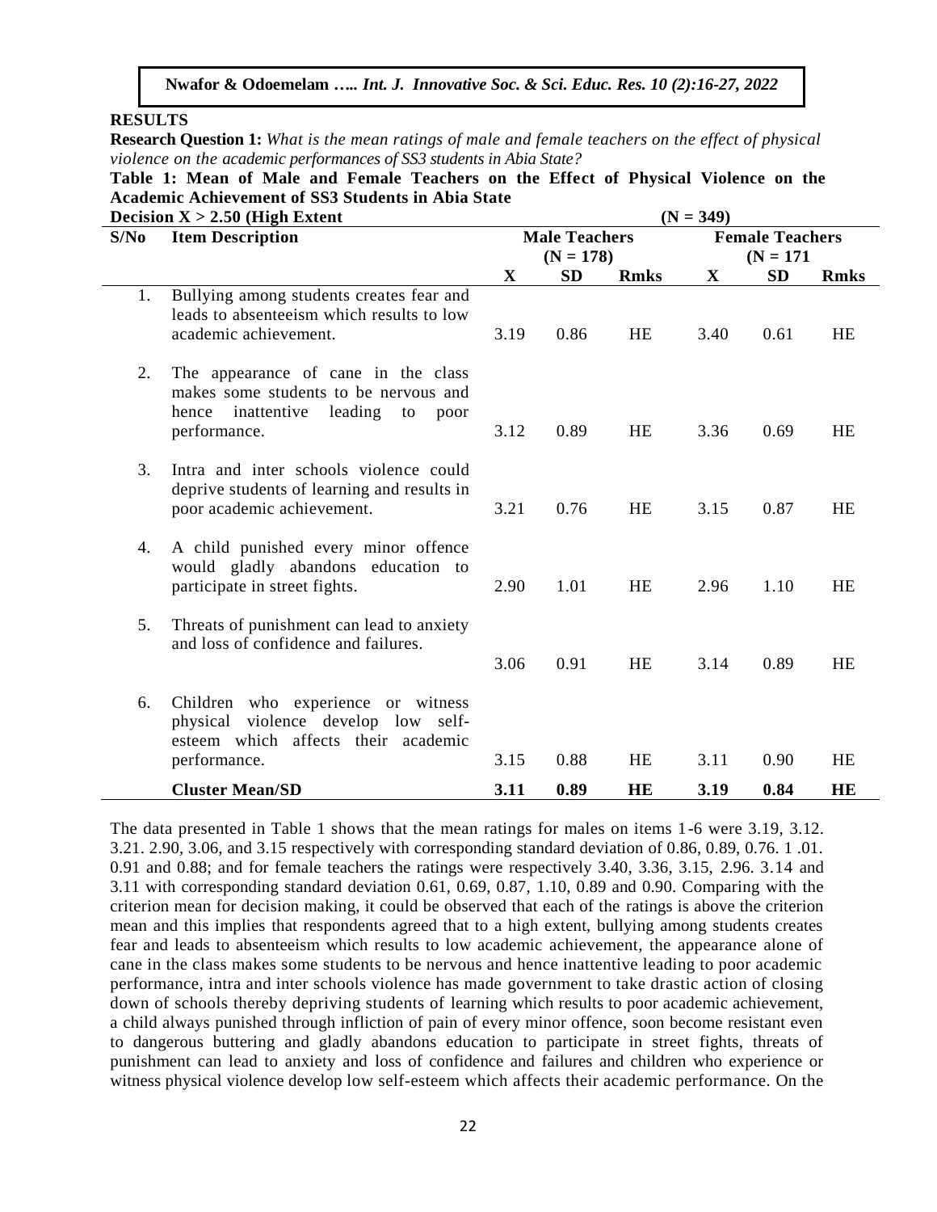## RESULTS

**Research Question 1:** *What is the mean ratings of male and female teachers on the effect of physical violence on the academic performances of SS3 students in Abia State?*

**Table 1: Mean of Male and Female Teachers on the Effect of Physical Violence on the Academic Achievement of SS3 Students in Abia State**

**Decision X > 2.50 (High Extent** **(N = 349)**

| S/No | Item Description | Male Teachers (N = 178) | | | Female Teachers (N = 171 | | |
|---|---|---|---|---|---|---|---|
| | | **X** | **SD** | **Rmks** | **X** | **SD** | **Rmks** |
| 1. | Bullying among students creates fear and leads to absenteeism which results to low academic achievement. | 3.19 | 0.86 | HE | 3.40 | 0.61 | HE |
| 2. | The appearance of cane in the class makes some students to be nervous and hence inattentive leading to poor performance. | 3.12 | 0.89 | HE | 3.36 | 0.69 | HE |
| 3. | Intra and inter schools violence could deprive students of learning and results in poor academic achievement. | 3.21 | 0.76 | HE | 3.15 | 0.87 | HE |
| 4. | A child punished every minor offence would gladly abandons education to participate in street fights. | 2.90 | 1.01 | HE | 2.96 | 1.10 | HE |
| 5. | Threats of punishment can lead to anxiety and loss of confidence and failures. | 3.06 | 0.91 | HE | 3.14 | 0.89 | HE |
| 6. | Children who experience or witness physical violence develop low self-esteem which affects their academic performance. | 3.15 | 0.88 | HE | 3.11 | 0.90 | HE |
| | **Cluster Mean/SD** | **3.11** | **0.89** | **HE** | **3.19** | **0.84** | **HE** |

The data presented in Table 1 shows that the mean ratings for males on items 1-6 were 3.19, 3.12. 3.21. 2.90, 3.06, and 3.15 respectively with corresponding standard deviation of 0.86, 0.89, 0.76. 1 .01. 0.91 and 0.88; and for female teachers the ratings were respectively 3.40, 3.36, 3.15, 2.96. 3.14 and 3.11 with corresponding standard deviation 0.61, 0.69, 0.87, 1.10, 0.89 and 0.90. Comparing with the criterion mean for decision making, it could be observed that each of the ratings is above the criterion mean and this implies that respondents agreed that to a high extent, bullying among students creates fear and leads to absenteeism which results to low academic achievement, the appearance alone of cane in the class makes some students to be nervous and hence inattentive leading to poor academic performance, intra and inter schools violence has made government to take drastic action of closing down of schools thereby depriving students of learning which results to poor academic achievement, a child always punished through infliction of pain of every minor offence, soon become resistant even to dangerous buttering and gladly abandons education to participate in street fights, threats of punishment can lead to anxiety and loss of confidence and failures and children who experience or witness physical violence develop low self-esteem which affects their academic performance. On the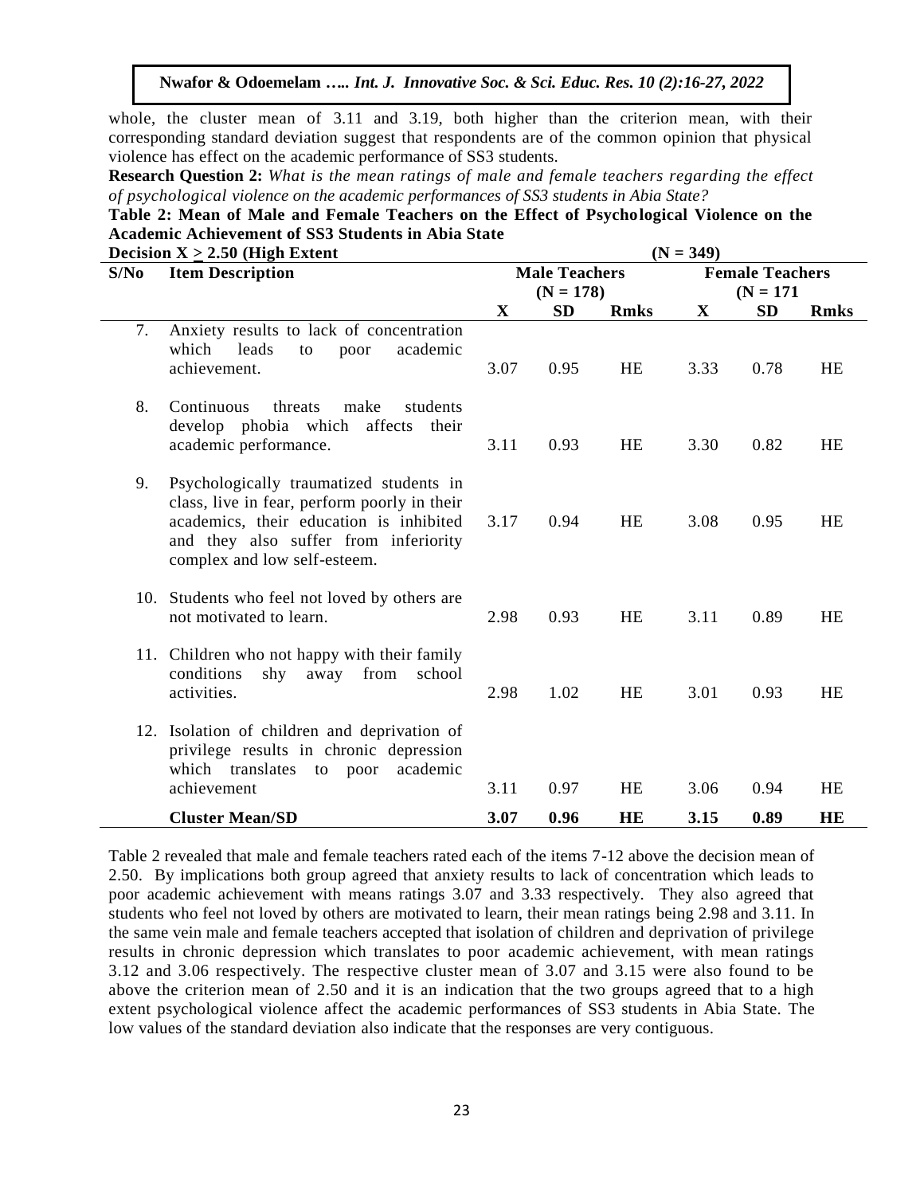whole, the cluster mean of 3.11 and 3.19, both higher than the criterion mean, with their corresponding standard deviation suggest that respondents are of the common opinion that physical violence has effect on the academic performance of SS3 students.

**Research Question 2:** *What is the mean ratings of male and female teachers regarding the effect of psychological violence on the academic performances of SS3 students in Abia State?*

**Table 2: Mean of Male and Female Teachers on the Effect of Psychological Violence on the Academic Achievement of SS3 Students in Abia State**

**Decision X ≥ 2.50 (High Extent** **(N = 349)**

| S/No | Item Description | Male Teachers (N = 178) | | | Female Teachers (N = 171 | | |
|---|---|---|---|---|---|---|---|
| | | X | SD | Rmks | X | SD | Rmks |
| 7. | Anxiety results to lack of concentration which leads to poor academic achievement. | 3.07 | 0.95 | HE | 3.33 | 0.78 | HE |
| 8. | Continuous threats make students develop phobia which affects their academic performance. | 3.11 | 0.93 | HE | 3.30 | 0.82 | HE |
| 9. | Psychologically traumatized students in class, live in fear, perform poorly in their academics, their education is inhibited and they also suffer from inferiority complex and low self-esteem. | 3.17 | 0.94 | HE | 3.08 | 0.95 | HE |
| 10. | Students who feel not loved by others are not motivated to learn. | 2.98 | 0.93 | HE | 3.11 | 0.89 | HE |
| 11. | Children who not happy with their family conditions shy away from school activities. | 2.98 | 1.02 | HE | 3.01 | 0.93 | HE |
| 12. | Isolation of children and deprivation of privilege results in chronic depression which translates to poor academic achievement | 3.11 | 0.97 | HE | 3.06 | 0.94 | HE |
| | **Cluster Mean/SD** | **3.07** | **0.96** | **HE** | **3.15** | **0.89** | **HE** |

Table 2 revealed that male and female teachers rated each of the items 7-12 above the decision mean of 2.50. By implications both group agreed that anxiety results to lack of concentration which leads to poor academic achievement with means ratings 3.07 and 3.33 respectively. They also agreed that students who feel not loved by others are motivated to learn, their mean ratings being 2.98 and 3.11. In the same vein male and female teachers accepted that isolation of children and deprivation of privilege results in chronic depression which translates to poor academic achievement, with mean ratings 3.12 and 3.06 respectively. The respective cluster mean of 3.07 and 3.15 were also found to be above the criterion mean of 2.50 and it is an indication that the two groups agreed that to a high extent psychological violence affect the academic performances of SS3 students in Abia State. The low values of the standard deviation also indicate that the responses are very contiguous.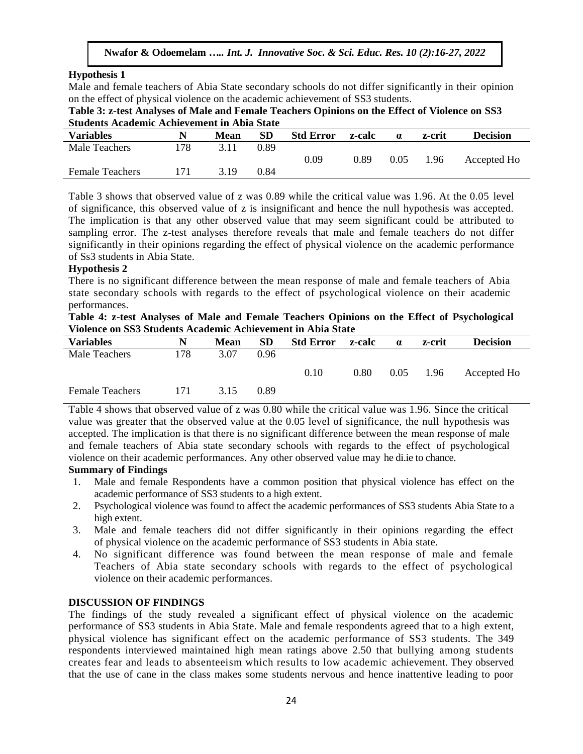**Hypothesis 1**

Male and female teachers of Abia State secondary schools do not differ significantly in their opinion on the effect of physical violence on the academic achievement of SS3 students.

**Table 3: z-test Analyses of Male and Female Teachers Opinions on the Effect of Violence on SS3 Students Academic Achievement in Abia State**

| Variables | N | Mean | SD | Std Error | z-calc | α | z-crit | Decision |
|---|---|---|---|---|---|---|---|---|
| Male Teachers | 178 | 3.11 | 0.89 | 0.09 | 0.89 | 0.05 | 1.96 | Accepted Ho |
| Female Teachers | 171 | 3.19 | 0.84 | | | | | |

Table 3 shows that observed value of z was 0.89 while the critical value was 1.96. At the 0.05 level of significance, this observed value of z is insignificant and hence the null hypothesis was accepted. The implication is that any other observed value that may seem significant could be attributed to sampling error. The z-test analyses therefore reveals that male and female teachers do not differ significantly in their opinions regarding the effect of physical violence on the academic performance of Ss3 students in Abia State.

**Hypothesis 2**

There is no significant difference between the mean response of male and female teachers of Abia state secondary schools with regards to the effect of psychological violence on their academic performances.

**Table 4: z-test Analyses of Male and Female Teachers Opinions on the Effect of Psychological Violence on SS3 Students Academic Achievement in Abia State**

| Variables | N | Mean | SD | Std Error | z-calc | α | z-crit | Decision |
|---|---|---|---|---|---|---|---|---|
| Male Teachers | 178 | 3.07 | 0.96 | 0.10 | 0.80 | 0.05 | 1.96 | Accepted Ho |
| Female Teachers | 171 | 3.15 | 0.89 | | | | | |

Table 4 shows that observed value of z was 0.80 while the critical value was 1.96. Since the critical value was greater that the observed value at the 0.05 level of significance, the null hypothesis was accepted. The implication is that there is no significant difference between the mean response of male and female teachers of Abia state secondary schools with regards to the effect of psychological violence on their academic performances. Any other observed value may he di.ie to chance.

**Summary of Findings**

1. Male and female Respondents have a common position that physical violence has effect on the academic performance of SS3 students to a high extent.
2. Psychological violence was found to affect the academic performances of SS3 students Abia State to a high extent.
3. Male and female teachers did not differ significantly in their opinions regarding the effect of physical violence on the academic performance of SS3 students in Abia state.
4. No significant difference was found between the mean response of male and female Teachers of Abia state secondary schools with regards to the effect of psychological violence on their academic performances.

## DISCUSSION OF FINDINGS

The findings of the study revealed a significant effect of physical violence on the academic performance of SS3 students in Abia State. Male and female respondents agreed that to a high extent, physical violence has significant effect on the academic performance of SS3 students. The 349 respondents interviewed maintained high mean ratings above 2.50 that bullying among students creates fear and leads to absenteeism which results to low academic achievement. They observed that the use of cane in the class makes some students nervous and hence inattentive leading to poor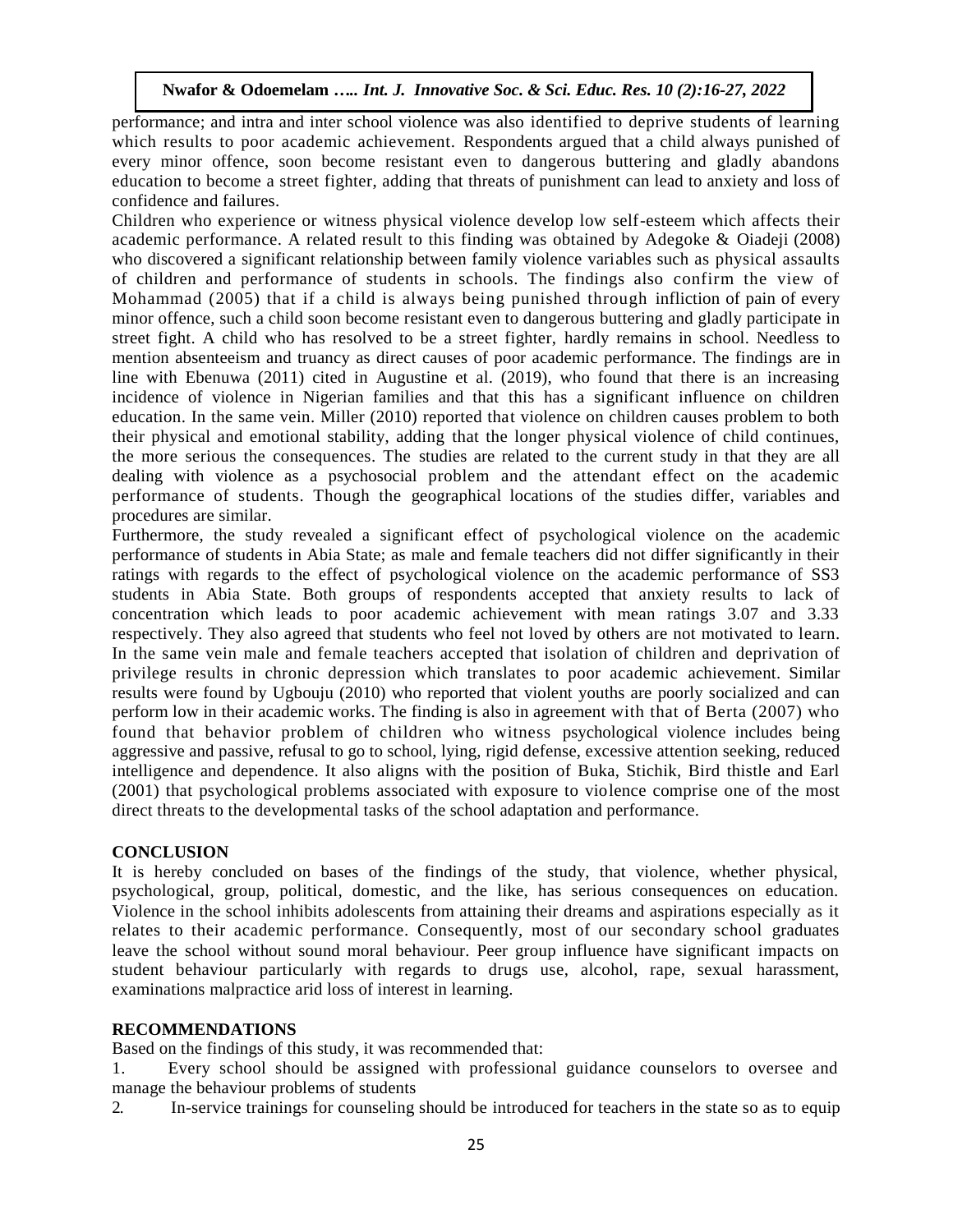performance; and intra and inter school violence was also identified to deprive students of learning which results to poor academic achievement. Respondents argued that a child always punished of every minor offence, soon become resistant even to dangerous buttering and gladly abandons education to become a street fighter, adding that threats of punishment can lead to anxiety and loss of confidence and failures.

Children who experience or witness physical violence develop low self-esteem which affects their academic performance. A related result to this finding was obtained by Adegoke & Oiadeji (2008) who discovered a significant relationship between family violence variables such as physical assaults of children and performance of students in schools. The findings also confirm the view of Mohammad (2005) that if a child is always being punished through infliction of pain of every minor offence, such a child soon become resistant even to dangerous buttering and gladly participate in street fight. A child who has resolved to be a street fighter, hardly remains in school. Needless to mention absenteeism and truancy as direct causes of poor academic performance. The findings are in line with Ebenuwa (2011) cited in Augustine et al. (2019), who found that there is an increasing incidence of violence in Nigerian families and that this has a significant influence on children education. In the same vein. Miller (2010) reported that violence on children causes problem to both their physical and emotional stability, adding that the longer physical violence of child continues, the more serious the consequences. The studies are related to the current study in that they are all dealing with violence as a psychosocial problem and the attendant effect on the academic performance of students. Though the geographical locations of the studies differ, variables and procedures are similar.

Furthermore, the study revealed a significant effect of psychological violence on the academic performance of students in Abia State; as male and female teachers did not differ significantly in their ratings with regards to the effect of psychological violence on the academic performance of SS3 students in Abia State. Both groups of respondents accepted that anxiety results to lack of concentration which leads to poor academic achievement with mean ratings 3.07 and 3.33 respectively. They also agreed that students who feel not loved by others are not motivated to learn. In the same vein male and female teachers accepted that isolation of children and deprivation of privilege results in chronic depression which translates to poor academic achievement. Similar results were found by Ugbouju (2010) who reported that violent youths are poorly socialized and can perform low in their academic works. The finding is also in agreement with that of Berta (2007) who found that behavior problem of children who witness psychological violence includes being aggressive and passive, refusal to go to school, lying, rigid defense, excessive attention seeking, reduced intelligence and dependence. It also aligns with the position of Buka, Stichik, Bird thistle and Earl (2001) that psychological problems associated with exposure to violence comprise one of the most direct threats to the developmental tasks of the school adaptation and performance.

## CONCLUSION

It is hereby concluded on bases of the findings of the study, that violence, whether physical, psychological, group, political, domestic, and the like, has serious consequences on education. Violence in the school inhibits adolescents from attaining their dreams and aspirations especially as it relates to their academic performance. Consequently, most of our secondary school graduates leave the school without sound moral behaviour. Peer group influence have significant impacts on student behaviour particularly with regards to drugs use, alcohol, rape, sexual harassment, examinations malpractice arid loss of interest in learning.

## RECOMMENDATIONS

Based on the findings of this study, it was recommended that:

1. Every school should be assigned with professional guidance counselors to oversee and manage the behaviour problems of students
2. In-service trainings for counseling should be introduced for teachers in the state so as to equip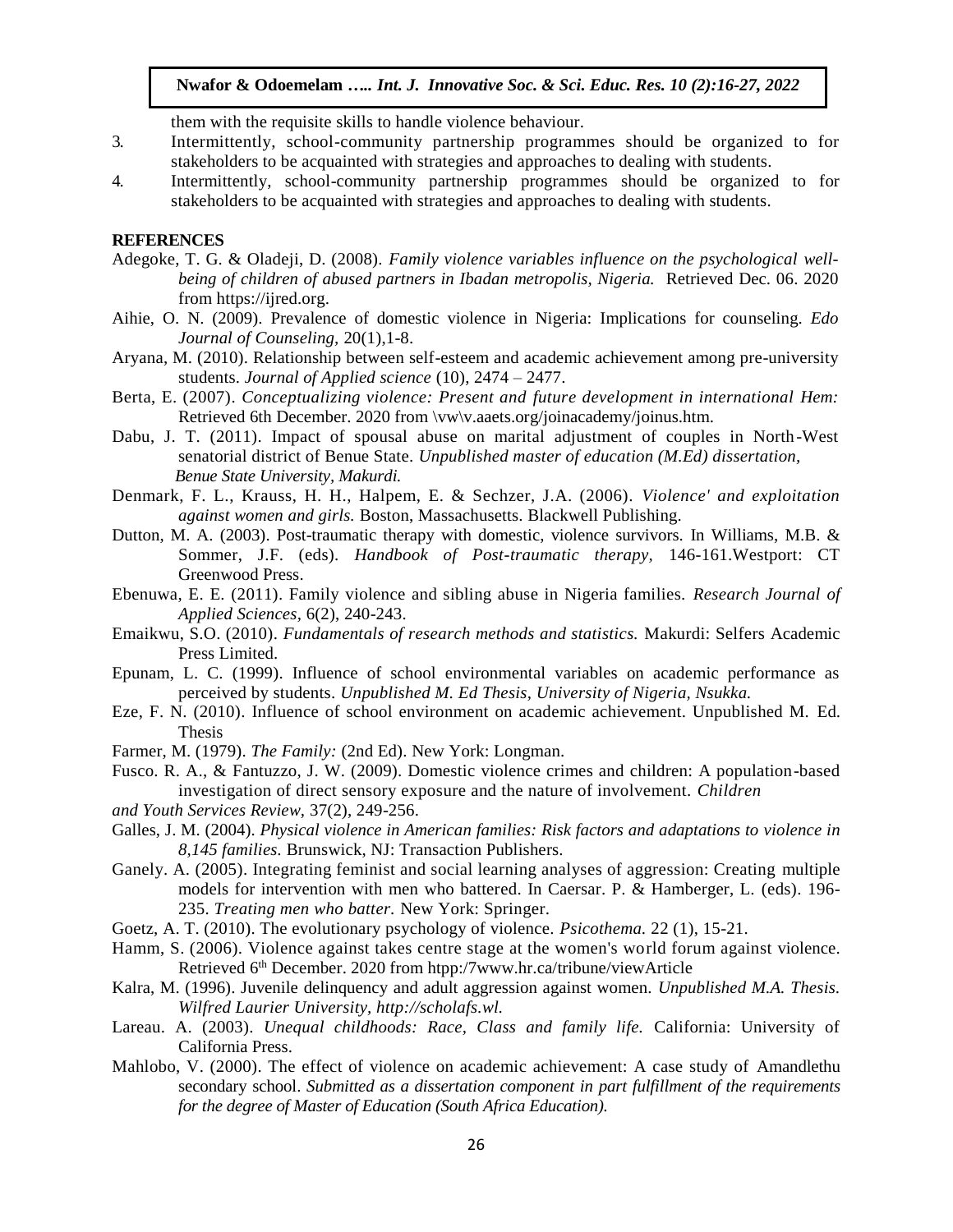them with the requisite skills to handle violence behaviour.

3. Intermittently, school-community partnership programmes should be organized to for stakeholders to be acquainted with strategies and approaches to dealing with students.
4. Intermittently, school-community partnership programmes should be organized to for stakeholders to be acquainted with strategies and approaches to dealing with students.

**REFERENCES**

Adegoke, T. G. & Oladeji, D. (2008). *Family violence variables influence on the psychological well-being of children of abused partners in Ibadan metropolis, Nigeria.* Retrieved Dec. 06. 2020 from https://ijred.org.

Aihie, O. N. (2009). Prevalence of domestic violence in Nigeria: Implications for counseling. *Edo Journal of Counseling*, 20(1),1-8.

Aryana, M. (2010). Relationship between self-esteem and academic achievement among pre-university students. *Journal of Applied science* (10), 2474 – 2477.

Berta, E. (2007). *Conceptualizing violence: Present and future development in international Hem:* Retrieved 6th December. 2020 from \vw\v.aaets.org/joinacademy/joinus.htm.

Dabu, J. T. (2011). Impact of spousal abuse on marital adjustment of couples in North-West senatorial district of Benue State. *Unpublished master of education (M.Ed) dissertation, Benue State University, Makurdi.*

Denmark, F. L., Krauss, H. H., Halpem, E. & Sechzer, J.A. (2006). *Violence' and exploitation against women and girls.* Boston, Massachusetts. Blackwell Publishing.

Dutton, M. A. (2003). Post-traumatic therapy with domestic, violence survivors. In Williams, M.B. & Sommer, J.F. (eds). *Handbook of Post-traumatic therapy*, 146-161.Westport: CT Greenwood Press.

Ebenuwa, E. E. (2011). Family violence and sibling abuse in Nigeria families. *Research Journal of Applied Sciences*, 6(2), 240-243.

Emaikwu, S.O. (2010). *Fundamentals of research methods and statistics.* Makurdi: Selfers Academic Press Limited.

Epunam, L. C. (1999). Influence of school environmental variables on academic performance as perceived by students. *Unpublished M. Ed Thesis, University of Nigeria, Nsukka.*

Eze, F. N. (2010). Influence of school environment on academic achievement. Unpublished M. Ed. Thesis

Farmer, M. (1979). *The Family:* (2nd Ed). New York: Longman.

Fusco. R. A., & Fantuzzo, J. W. (2009). Domestic violence crimes and children: A population-based investigation of direct sensory exposure and the nature of involvement. *Children and Youth Services Review*, 37(2), 249-256.

Galles, J. M. (2004). *Physical violence in American families: Risk factors and adaptations to violence in 8,145 families.* Brunswick, NJ: Transaction Publishers.

Ganely. A. (2005). Integrating feminist and social learning analyses of aggression: Creating multiple models for intervention with men who battered. In Caersar. P. & Hamberger, L. (eds). 196-235. *Treating men who batter.* New York: Springer.

Goetz, A. T. (2010). The evolutionary psychology of violence. *Psicothema.* 22 (1), 15-21.

Hamm, S. (2006). Violence against takes centre stage at the women's world forum against violence. Retrieved 6th December. 2020 from htpp:/7www.hr.ca/tribune/viewArticle

Kalra, M. (1996). Juvenile delinquency and adult aggression against women. *Unpublished M.A. Thesis. Wilfred Laurier University, http://scholafs.wl.*

Lareau. A. (2003). *Unequal childhoods: Race, Class and family life.* California: University of California Press.

Mahlobo, V. (2000). The effect of violence on academic achievement: A case study of Amandlethu secondary school. *Submitted as a dissertation component in part fulfillment of the requirements for the degree of Master of Education (South Africa Education).*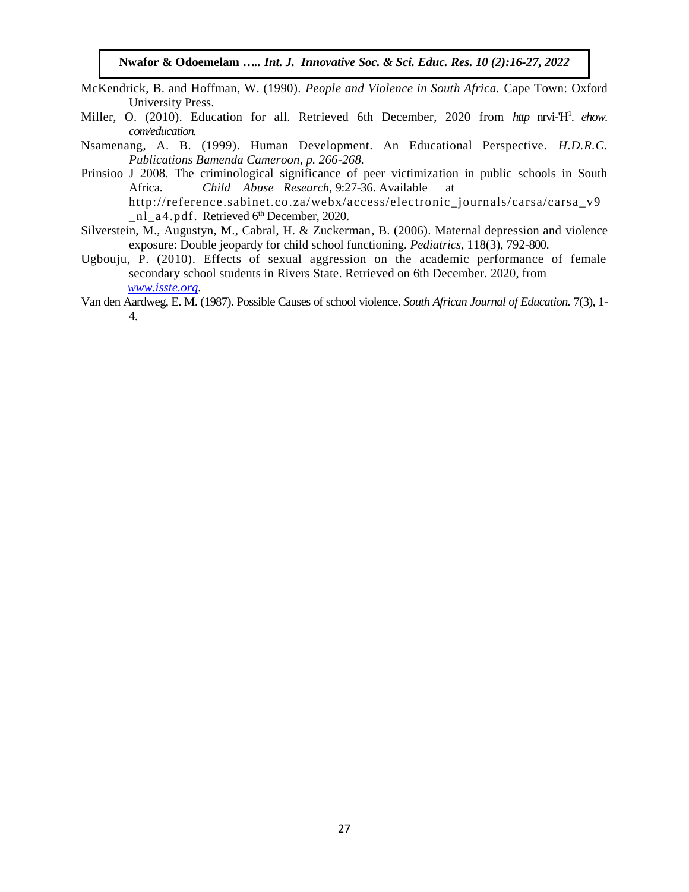McKendrick, B. and Hoffman, W. (1990). *People and Violence in South Africa.* Cape Town: Oxford University Press.

Miller, O. (2010). Education for all. Retrieved 6th December, 2020 from *http* nrvi-'H[1]. *ehow. com/education.*

Nsamenang, A. B. (1999). Human Development. An Educational Perspective. *H.D.R.C. Publications Bamenda Cameroon, p. 266-268.*

Prinsioo J 2008. The criminological significance of peer victimization in public schools in South Africa. *Child Abuse Research*, 9:27-36. Available at http://reference.sabinet.co.za/webx/access/electronic_journals/carsa/carsa_v9_nl_a4.pdf. Retrieved 6th December, 2020.

Silverstein, M., Augustyn, M., Cabral, H. & Zuckerman, B. (2006). Maternal depression and violence exposure: Double jeopardy for child school functioning. *Pediatrics*, 118(3), 792-800.

Ugbouju, P. (2010). Effects of sexual aggression on the academic performance of female secondary school students in Rivers State. Retrieved on 6th December. 2020, from *www.isste.org.*

Van den Aardweg, E. M. (1987). Possible Causes of school violence. *South African Journal of Education.* 7(3), 1-4.